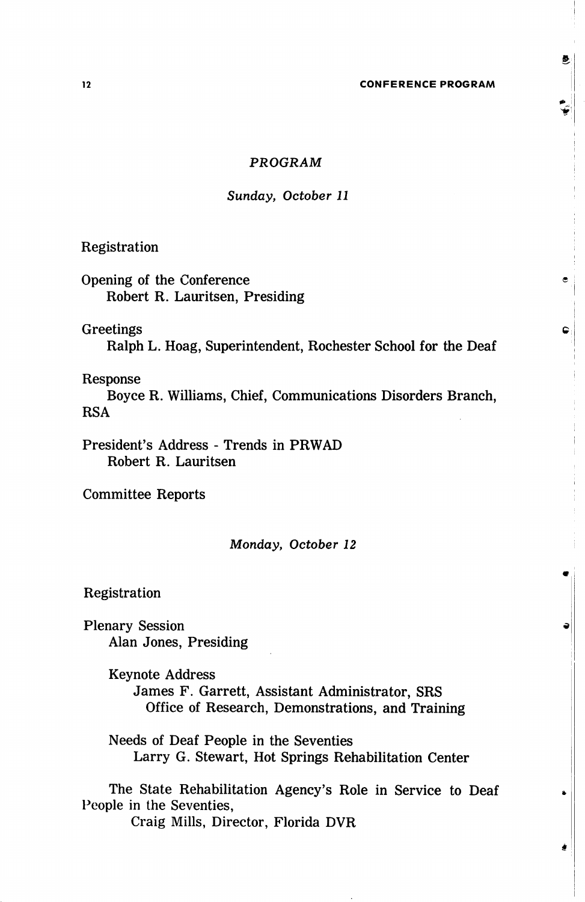## *PROGRAM*

### *Sunday, October 11*

Registration

Opening of the Conference
  Robert R. Lauritsen, Presiding

Greetings
  Ralph L. Hoag, Superintendent, Rochester School for the Deaf

Response
  Boyce R. Williams, Chief, Communications Disorders Branch, RSA

President's Address - Trends in PRWAD
  Robert R. Lauritsen

Committee Reports

### *Monday, October 12*

Registration

Plenary Session
  Alan Jones, Presiding

  Keynote Address
    James F. Garrett, Assistant Administrator, SRS
      Office of Research, Demonstrations, and Training

  Needs of Deaf People in the Seventies
    Larry G. Stewart, Hot Springs Rehabilitation Center

  The State Rehabilitation Agency's Role in Service to Deaf People in the Seventies,
    Craig Mills, Director, Florida DVR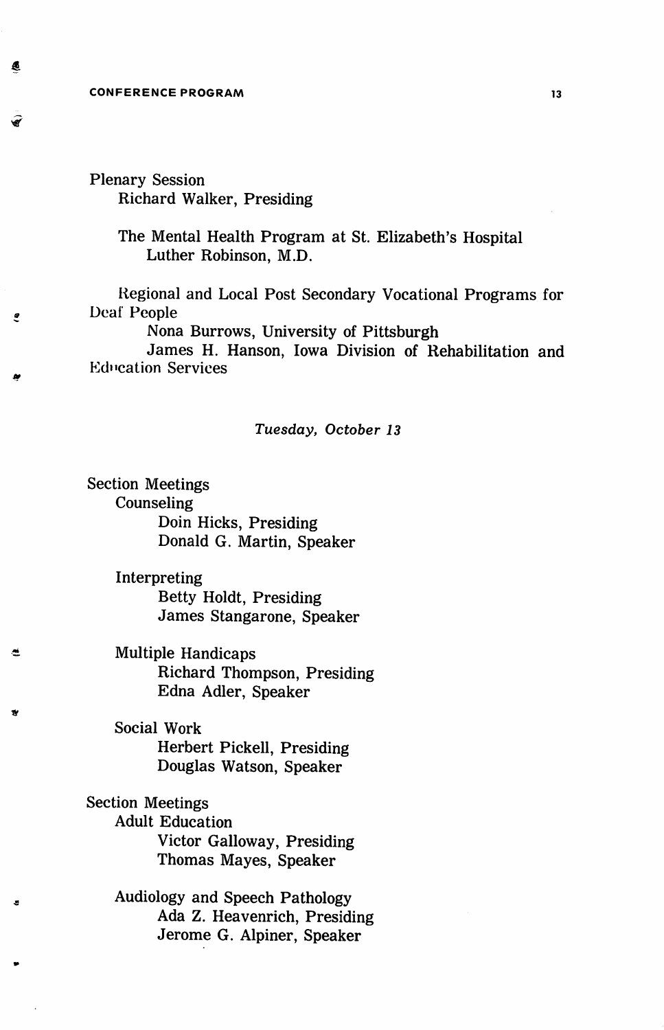Plenary Session

Richard Walker, Presiding

The Mental Health Program at St. Elizabeth's Hospital

Luther Robinson, M.D.

Regional and Local Post Secondary Vocational Programs for Deaf People

Nona Burrows, University of Pittsburgh

James H. Hanson, Iowa Division of Rehabilitation and Education Services

*Tuesday, October 13*

Section Meetings

Counseling

Doin Hicks, Presiding

Donald G. Martin, Speaker

Interpreting

Betty Holdt, Presiding

James Stangarone, Speaker

Multiple Handicaps

Richard Thompson, Presiding

Edna Adler, Speaker

Social Work

Herbert Pickell, Presiding

Douglas Watson, Speaker

Section Meetings

Adult Education

Victor Galloway, Presiding

Thomas Mayes, Speaker

Audiology and Speech Pathology

Ada Z. Heavenrich, Presiding

Jerome G. Alpiner, Speaker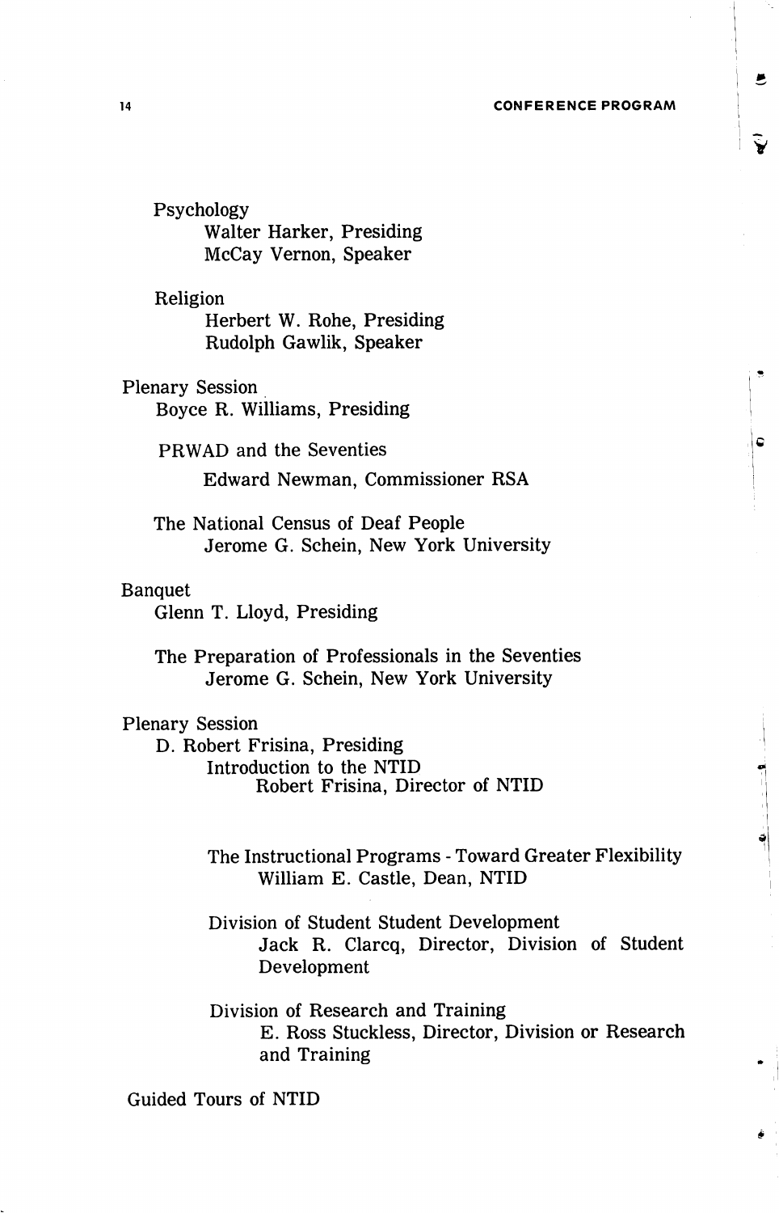Psychology

Walter Harker, Presiding
McCay Vernon, Speaker

Religion

Herbert W. Rohe, Presiding
Rudolph Gawlik, Speaker

Plenary Session

Boyce R. Williams, Presiding

PRWAD and the Seventies

Edward Newman, Commissioner RSA

The National Census of Deaf People

Jerome G. Schein, New York University

Banquet

Glenn T. Lloyd, Presiding

The Preparation of Professionals in the Seventies

Jerome G. Schein, New York University

Plenary Session

D. Robert Frisina, Presiding

Introduction to the NTID

Robert Frisina, Director of NTID

The Instructional Programs - Toward Greater Flexibility

William E. Castle, Dean, NTID

Division of Student Student Development

Jack R. Clarcq, Director, Division of Student Development

Division of Research and Training

E. Ross Stuckless, Director, Division or Research and Training

Guided Tours of NTID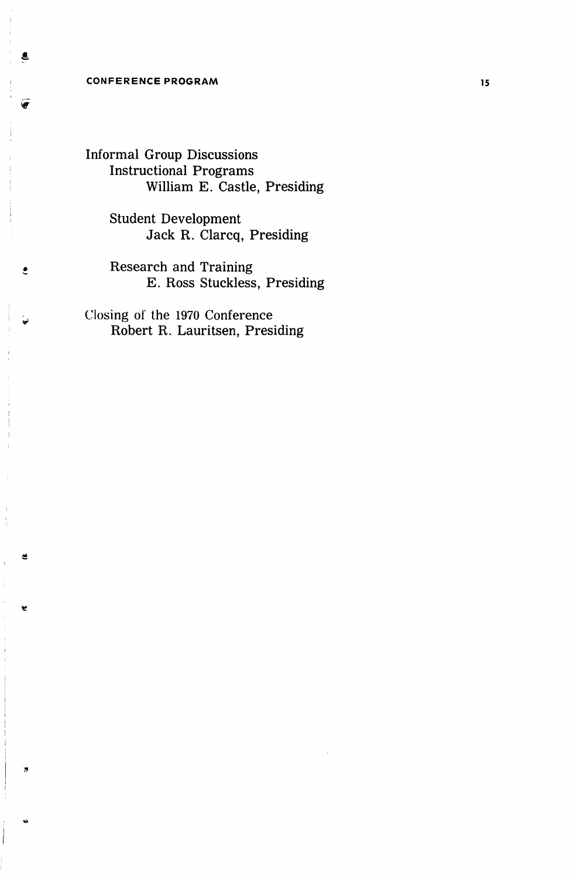Informal Group Discussions

Instructional Programs
William E. Castle, Presiding

Student Development
Jack R. Clarcq, Presiding

Research and Training
E. Ross Stuckless, Presiding

Closing of the 1970 Conference
Robert R. Lauritsen, Presiding